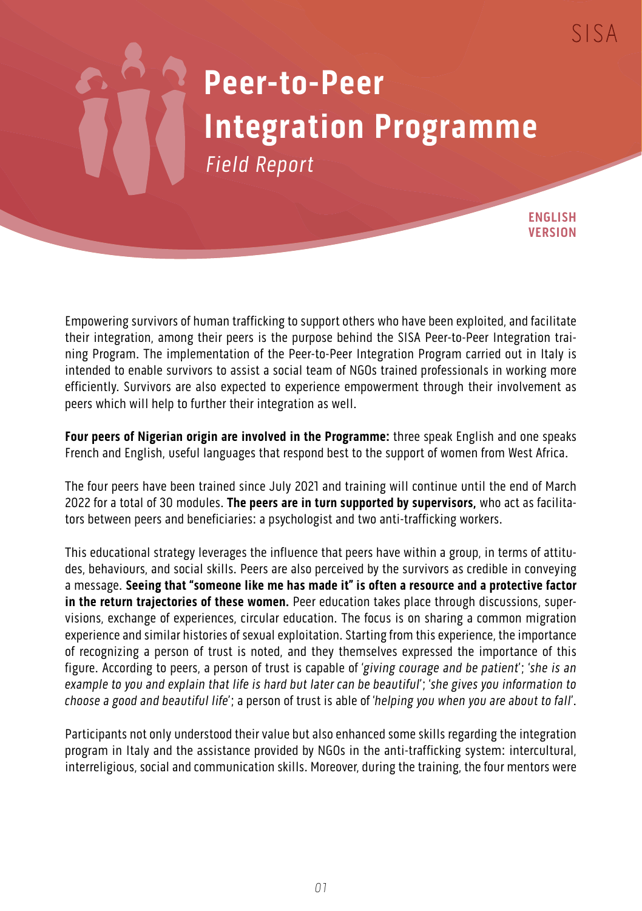SISA

# Peer-to-Peer Integration Programme

*Field Report*

**ENGLISH VERSION**

Empowering survivors of human trafficking to support others who have been exploited, and facilitate their integration, among their peers is the purpose behind the SISA Peer-to-Peer Integration training Program. The implementation of the Peer-to-Peer Integration Program carried out in Italy is intended to enable survivors to assist a social team of NGOs trained professionals in working more efficiently. Survivors are also expected to experience empowerment through their involvement as peers which will help to further their integration as well.

**Four peers of Nigerian origin are involved in the Programme:** three speak English and one speaks French and English, useful languages that respond best to the support of women from West Africa.

The four peers have been trained since July 2021 and training will continue until the end of March 2022 for a total of 30 modules. **The peers are in turn supported by supervisors,** who act as facilitators between peers and beneficiaries: a psychologist and two anti-trafficking workers.

This educational strategy leverages the influence that peers have within a group, in terms of attitudes, behaviours, and social skills. Peers are also perceived by the survivors as credible in conveying a message. **Seeing that "someone like me has made it" is often a resource and a protective factor in the return trajectories of these women.** Peer education takes place through discussions, supervisions, exchange of experiences, circular education. The focus is on sharing a common migration experience and similar histories of sexual exploitation. Starting from this experience, the importance of recognizing a person of trust is noted, and they themselves expressed the importance of this figure. According to peers, a person of trust is capable of '*giving courage and be patient*'; '*she is an example to you and explain that life is hard but later can be beautiful*'; '*she gives you information to choose a good and beautiful life*'; a person of trust is able of '*helping you when you are about to fall*'.

Participants not only understood their value but also enhanced some skills regarding the integration program in Italy and the assistance provided by NGOs in the anti-trafficking system: intercultural, interreligious, social and communication skills. Moreover, during the training, the four mentors were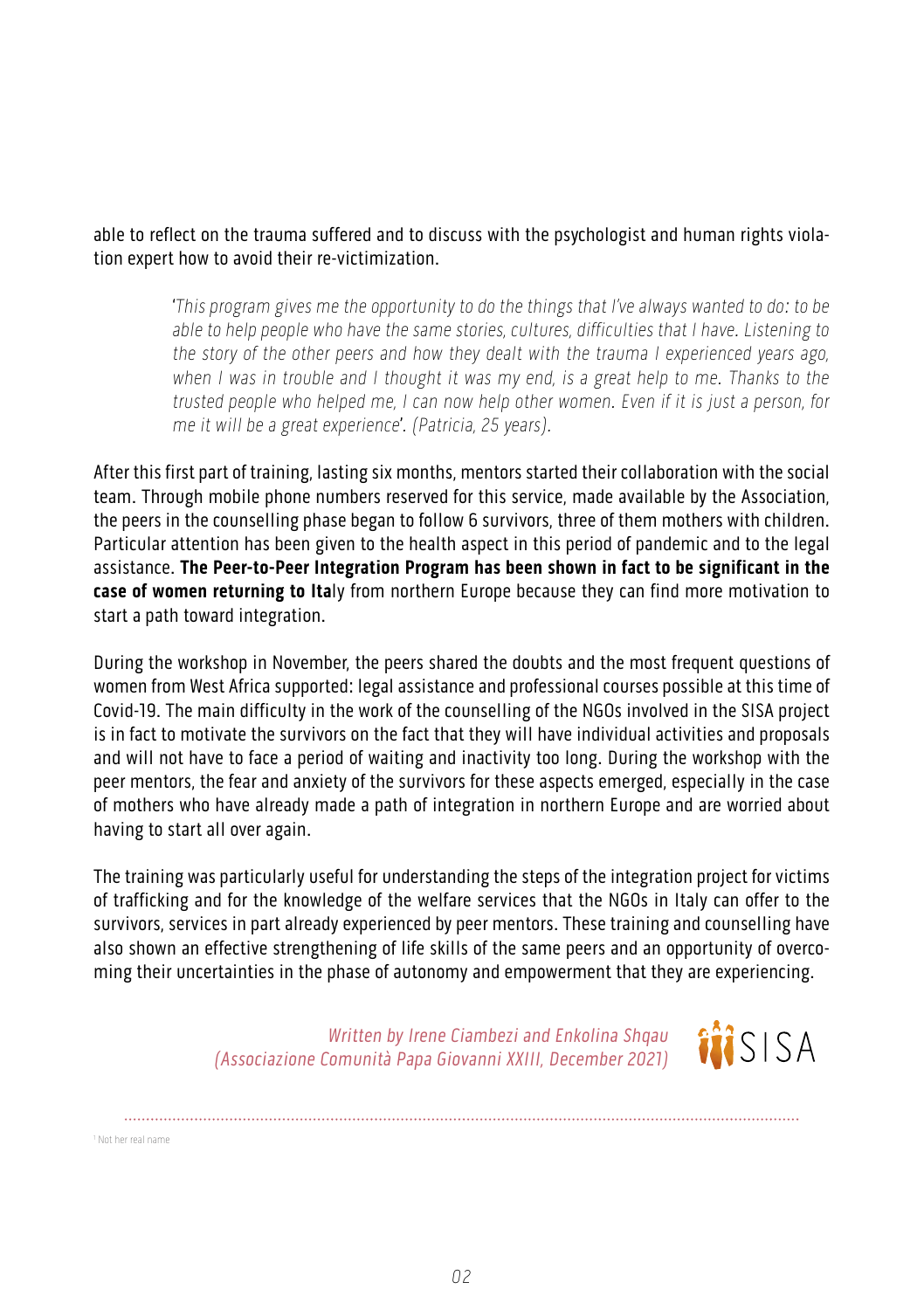able to reflect on the trauma suffered and to discuss with the psychologist and human rights violation expert how to avoid their re-victimization.

> '*This program gives me the opportunity to do the things that I've always wanted to do: to be able to help people who have the same stories, cultures, difficulties that I have. Listening to the story of the other peers and how they dealt with the trauma I experienced years ago, when I was in trouble and I thought it was my end, is a great help to me. Thanks to the trusted people who helped me, I can now help other women. Even if it is just a person, for me it will be a great experience*'. *(Patricia, 25 years).*

After this first part of training, lasting six months, mentors started their collaboration with the social team. Through mobile phone numbers reserved for this service, made available by the Association, the peers in the counselling phase began to follow 6 survivors, three of them mothers with children. Particular attention has been given to the health aspect in this period of pandemic and to the legal assistance. **The Peer-to-Peer Integration Program has been shown in fact to be significant in the case of women returning to Ita**ly from northern Europe because they can find more motivation to start a path toward integration.

During the workshop in November, the peers shared the doubts and the most frequent questions of women from West Africa supported: legal assistance and professional courses possible at this time of Covid-19. The main difficulty in the work of the counselling of the NGOs involved in the SISA project is in fact to motivate the survivors on the fact that they will have individual activities and proposals and will not have to face a period of waiting and inactivity too long. During the workshop with the peer mentors, the fear and anxiety of the survivors for these aspects emerged, especially in the case of mothers who have already made a path of integration in northern Europe and are worried about having to start all over again.

The training was particularly useful for understanding the steps of the integration project for victims of trafficking and for the knowledge of the welfare services that the NGOs in Italy can offer to the survivors, services in part already experienced by peer mentors. These training and counselling have also shown an effective strengthening of life skills of the same peers and an opportunity of overcoming their uncertainties in the phase of autonomy and empowerment that they are experiencing.

*Written by Irene Ciambezi and Enkolina Shqau (Associazione Comunità Papa Giovanni XXIII, December 2021)*

SISA

[1] Not her real name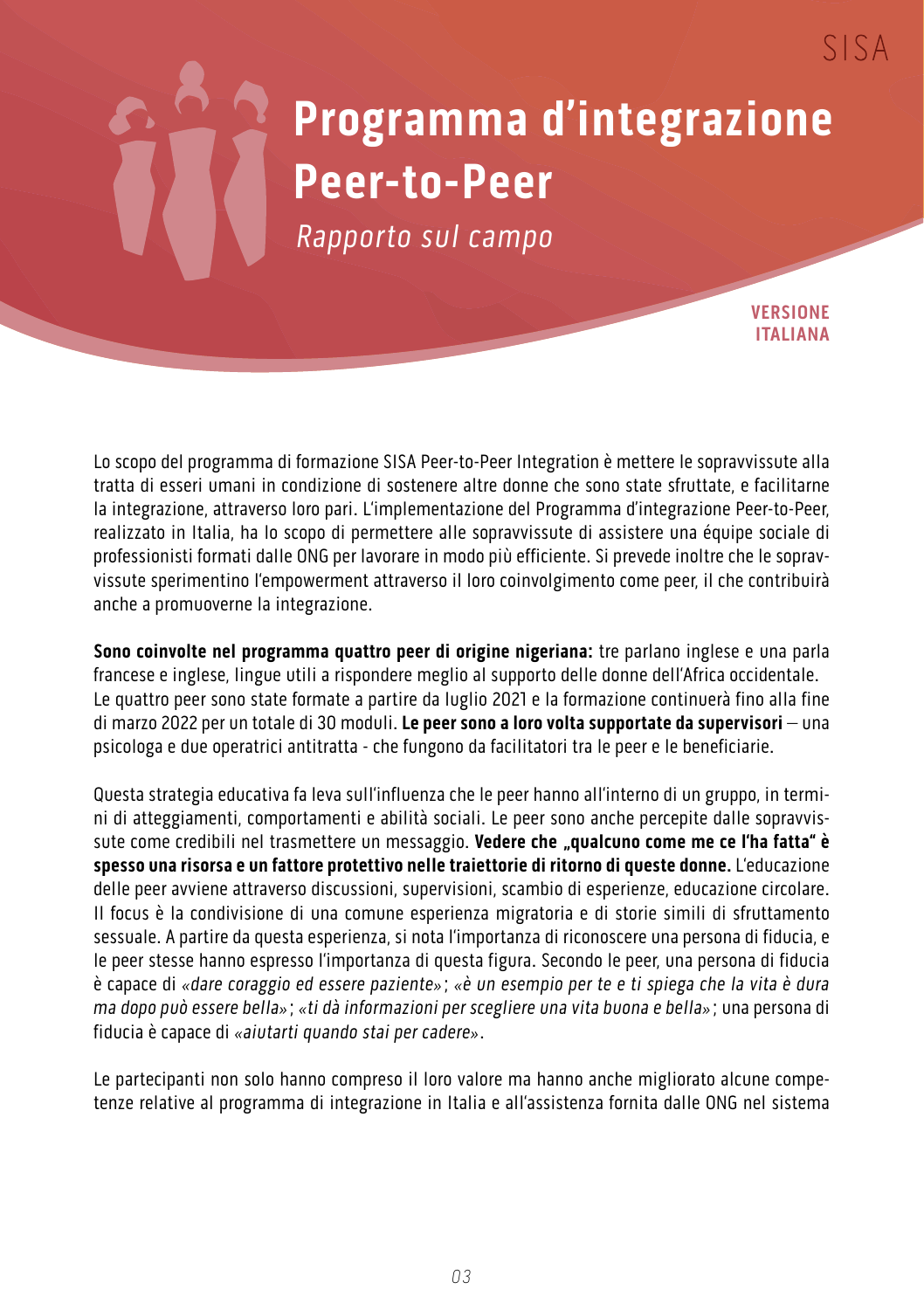# Programma d'integrazione Peer-to-Peer

*Rapporto sul campo*

**VERSIONE ITALIANA**

Lo scopo del programma di formazione SISA Peer-to-Peer Integration è mettere le sopravvissute alla tratta di esseri umani in condizione di sostenere altre donne che sono state sfruttate, e facilitarne la integrazione, attraverso loro pari. L'implementazione del Programma d'integrazione Peer-to-Peer, realizzato in Italia, ha lo scopo di permettere alle sopravvissute di assistere una équipe sociale di professionisti formati dalle ONG per lavorare in modo più efficiente. Si prevede inoltre che le sopravvissute sperimentino l'empowerment attraverso il loro coinvolgimento come peer, il che contribuirà anche a promuoverne la integrazione.

**Sono coinvolte nel programma quattro peer di origine nigeriana:** tre parlano inglese e una parla francese e inglese, lingue utili a rispondere meglio al supporto delle donne dell'Africa occidentale. Le quattro peer sono state formate a partire da luglio 2021 e la formazione continuerà fino alla fine di marzo 2022 per un totale di 30 moduli. **Le peer sono a loro volta supportate da supervisori** – una psicologa e due operatrici antitratta - che fungono da facilitatori tra le peer e le beneficiarie.

Questa strategia educativa fa leva sull'influenza che le peer hanno all'interno di un gruppo, in termini di atteggiamenti, comportamenti e abilità sociali. Le peer sono anche percepite dalle sopravvissute come credibili nel trasmettere un messaggio. **Vedere che „qualcuno come me ce l'ha fatta" è spesso una risorsa e un fattore protettivo nelle traiettorie di ritorno di queste donne.** L'educazione delle peer avviene attraverso discussioni, supervisioni, scambio di esperienze, educazione circolare. Il focus è la condivisione di una comune esperienza migratoria e di storie simili di sfruttamento sessuale. A partire da questa esperienza, si nota l'importanza di riconoscere una persona di fiducia, e le peer stesse hanno espresso l'importanza di questa figura. Secondo le peer, una persona di fiducia è capace di *«dare coraggio ed essere paziente»*; *«è un esempio per te e ti spiega che la vita è dura ma dopo può essere bella»*; *«ti dà informazioni per scegliere una vita buona e bella»*; una persona di fiducia è capace di *«aiutarti quando stai per cadere»*.

Le partecipanti non solo hanno compreso il loro valore ma hanno anche migliorato alcune competenze relative al programma di integrazione in Italia e all'assistenza fornita dalle ONG nel sistema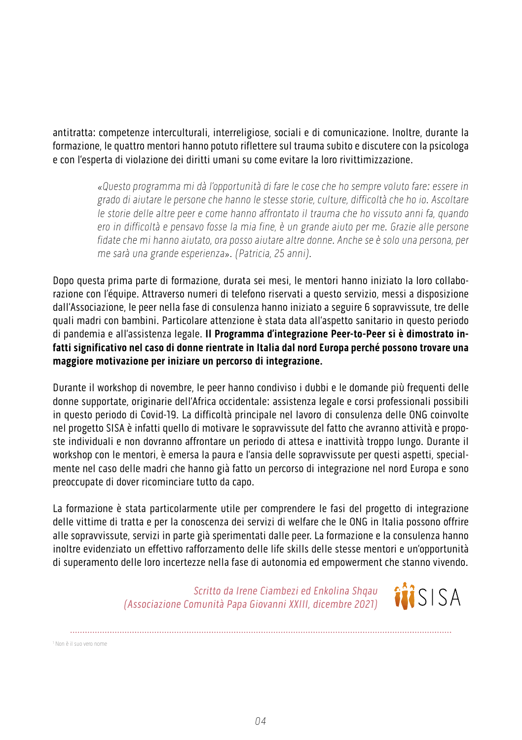antitratta: competenze interculturali, interreligiose, sociali e di comunicazione. Inoltre, durante la formazione, le quattro mentori hanno potuto riflettere sul trauma subito e discutere con la psicologa e con l'esperta di violazione dei diritti umani su come evitare la loro rivittimizzazione.

> *«Questo programma mi dà l'opportunità di fare le cose che ho sempre voluto fare: essere in grado di aiutare le persone che hanno le stesse storie, culture, difficoltà che ho io. Ascoltare le storie delle altre peer e come hanno affrontato il trauma che ho vissuto anni fa, quando ero in difficoltà e pensavo fosse la mia fine, è un grande aiuto per me. Grazie alle persone fidate che mi hanno aiutato, ora posso aiutare altre donne. Anche se è solo una persona, per me sarà una grande esperienza». (Patricia, 25 anni).*

Dopo questa prima parte di formazione, durata sei mesi, le mentori hanno iniziato la loro collaborazione con l'équipe. Attraverso numeri di telefono riservati a questo servizio, messi a disposizione dall'Associazione, le peer nella fase di consulenza hanno iniziato a seguire 6 sopravvissute, tre delle quali madri con bambini. Particolare attenzione è stata data all'aspetto sanitario in questo periodo di pandemia e all'assistenza legale. **Il Programma d'integrazione Peer-to-Peer si è dimostrato infatti significativo nel caso di donne rientrate in Italia dal nord Europa perché possono trovare una maggiore motivazione per iniziare un percorso di integrazione.**

Durante il workshop di novembre, le peer hanno condiviso i dubbi e le domande più frequenti delle donne supportate, originarie dell'Africa occidentale: assistenza legale e corsi professionali possibili in questo periodo di Covid-19. La difficoltà principale nel lavoro di consulenza delle ONG coinvolte nel progetto SISA è infatti quello di motivare le sopravvissute del fatto che avranno attività e proposte individuali e non dovranno affrontare un periodo di attesa e inattività troppo lungo. Durante il workshop con le mentori, è emersa la paura e l'ansia delle sopravvissute per questi aspetti, specialmente nel caso delle madri che hanno già fatto un percorso di integrazione nel nord Europa e sono preoccupate di dover ricominciare tutto da capo.

La formazione è stata particolarmente utile per comprendere le fasi del progetto di integrazione delle vittime di tratta e per la conoscenza dei servizi di welfare che le ONG in Italia possono offrire alle sopravvissute, servizi in parte già sperimentati dalle peer. La formazione e la consulenza hanno inoltre evidenziato un effettivo rafforzamento delle life skills delle stesse mentori e un'opportunità di superamento delle loro incertezze nella fase di autonomia ed empowerment che stanno vivendo.

*Scritto da Irene Ciambezi ed Enkolina Shqau*
*(Associazione Comunità Papa Giovanni XXIII, dicembre 2021)*

SISA

[1] Non è il suo vero nome